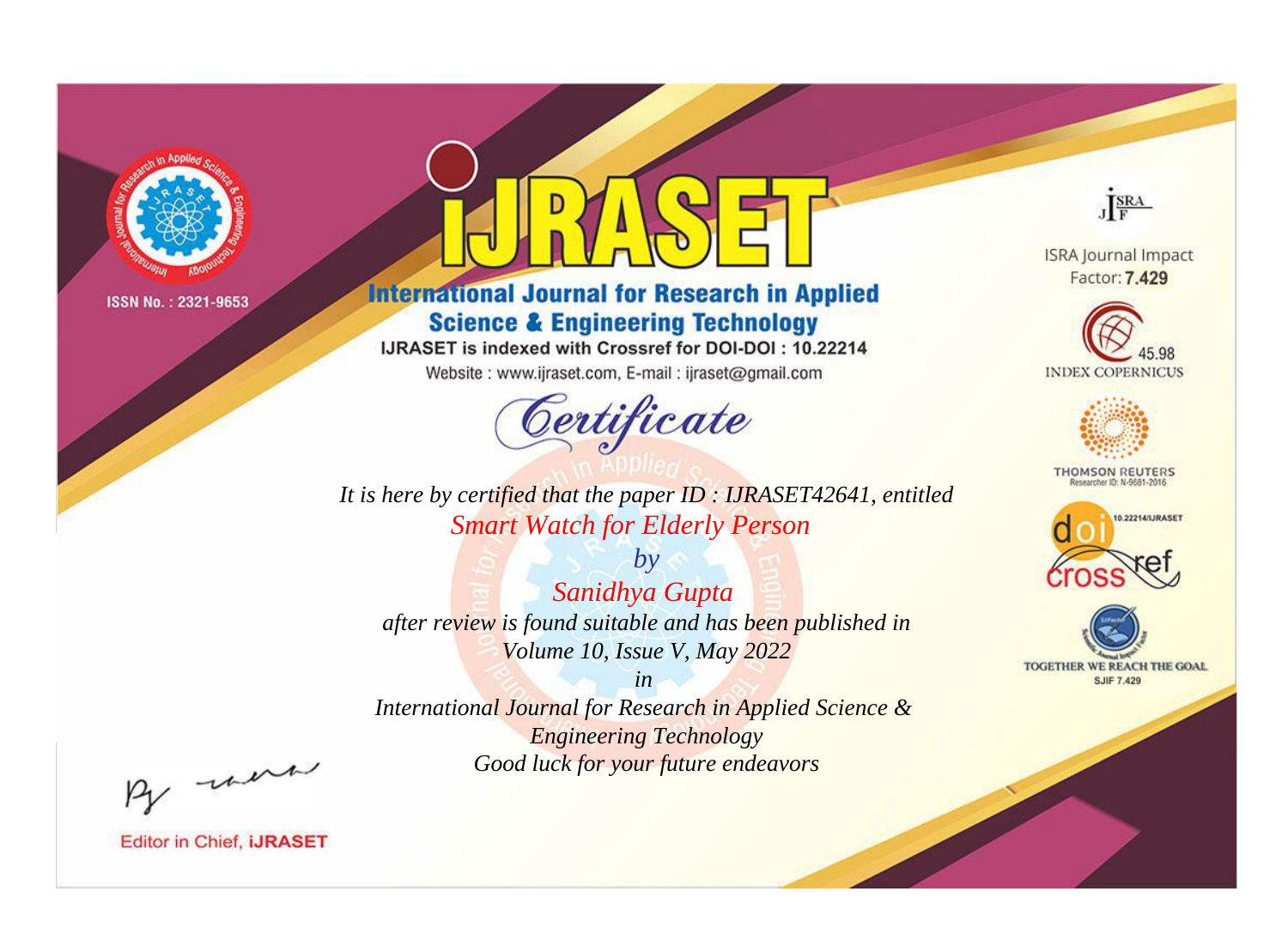ISSN No. : 2321-9653

# iJRASET

## International Journal for Research in Applied Science & Engineering Technology

IJRASET is indexed with Crossref for DOI-DOI : 10.22214

Website : www.ijraset.com, E-mail : ijraset@gmail.com

*Certificate*

*It is here by certified that the paper ID : IJRASET42641, entitled*

*Smart Watch for Elderly Person*

*by*

*Sanidhya Gupta*

*after review is found suitable and has been published in*

*Volume 10, Issue V, May 2022*

*in*

*International Journal for Research in Applied Science & Engineering Technology*

*Good luck for your future endeavors*

ISRA Journal Impact Factor: **7.429**

45.98 INDEX COPERNICUS

THOMSON REUTERS Researcher ID: N-9681-2016

10.22214/IJRASET

TOGETHER WE REACH THE GOAL SJIF 7.429

Editor in Chief, **iJRASET**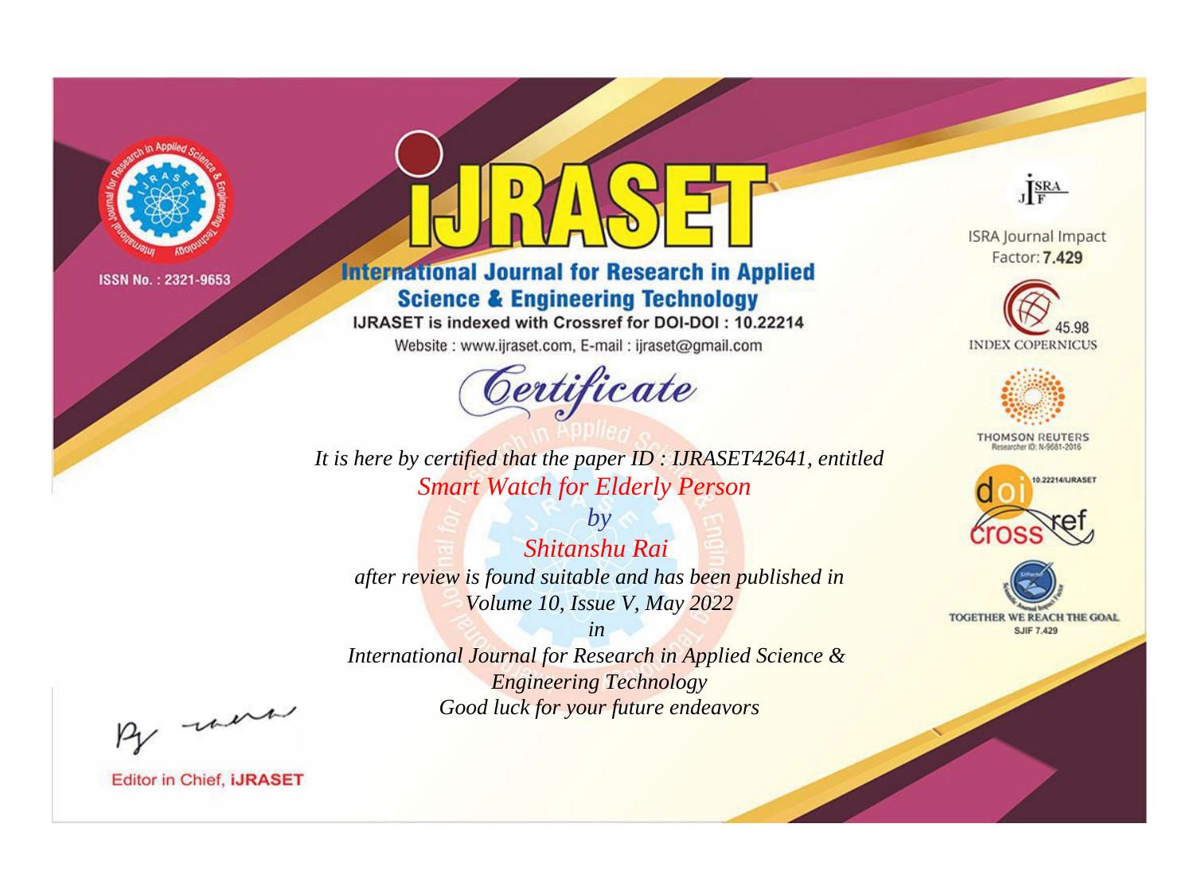ISSN No. : 2321-9653

# iJRASET

## International Journal for Research in Applied Science & Engineering Technology

IJRASET is indexed with Crossref for DOI-DOI : 10.22214

Website : www.ijraset.com, E-mail : ijraset@gmail.com

ISRA Journal Impact Factor: **7.429**

45.98 INDEX COPERNICUS

THOMSON REUTERS Researcher ID: N-9681-2016

10.22214/IJRASET

TOGETHER WE REACH THE GOAL SJIF 7.429

# *Certificate*

*It is here by certified that the paper ID : IJRASET42641, entitled*

*Smart Watch for Elderly Person*

*by*

*Shitanshu Rai*

*after review is found suitable and has been published in*

*Volume 10, Issue V, May 2022*

*in*

*International Journal for Research in Applied Science & Engineering Technology*

*Good luck for your future endeavors*

Editor in Chief, **iJRASET**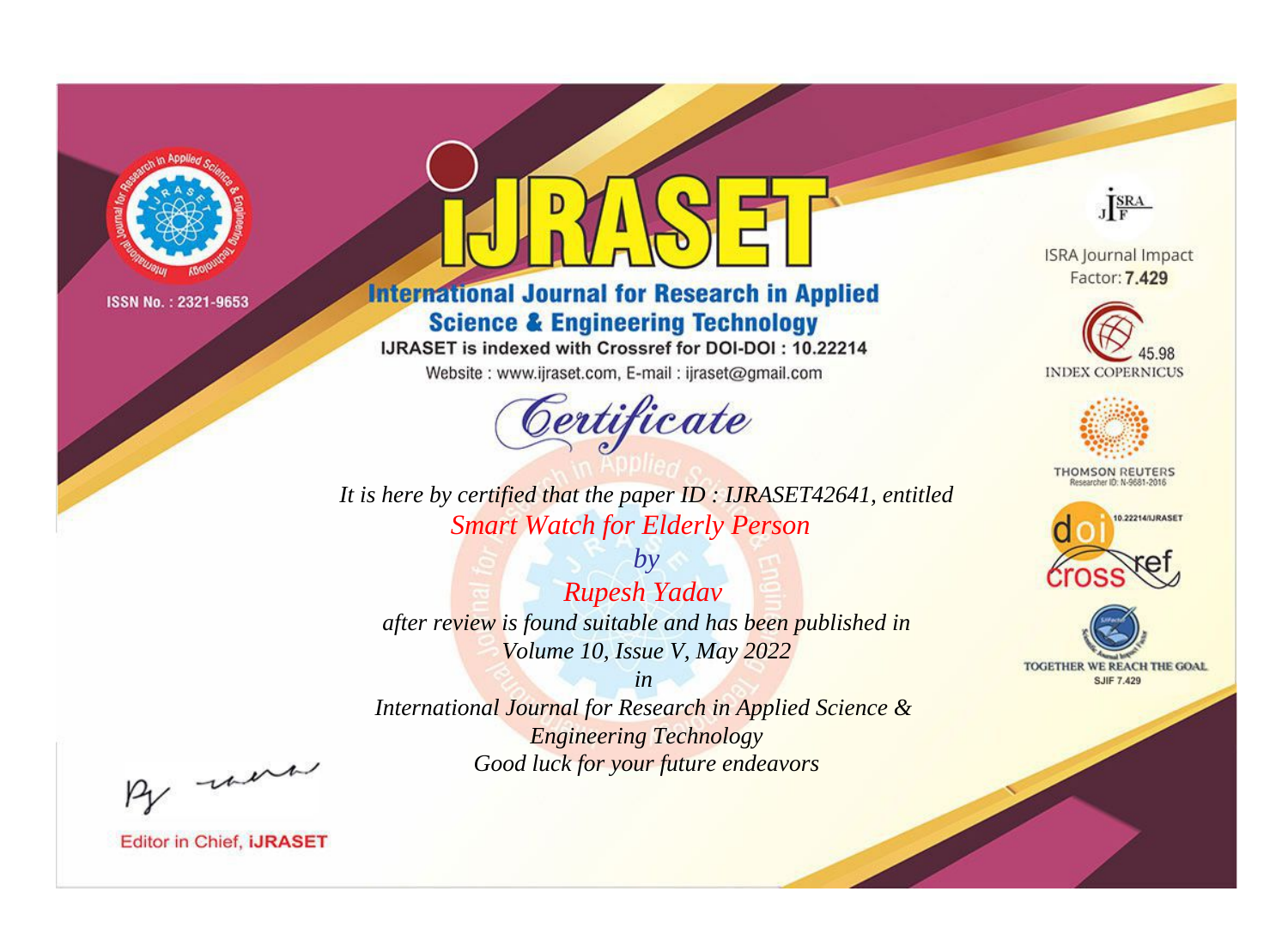ISSN No. : 2321-9653

# iJRASET

## International Journal for Research in Applied Science & Engineering Technology

IJRASET is indexed with Crossref for DOI-DOI : 10.22214

Website : www.ijraset.com, E-mail : ijraset@gmail.com

ISRA Journal Impact Factor: **7.429**

45.98 INDEX COPERNICUS

THOMSON REUTERS Researcher ID: N-9681-2016

10.22214/IJRASET

TOGETHER WE REACH THE GOAL SJIF 7.429

# *Certificate*

*It is here by certified that the paper ID : IJRASET42641, entitled*

*Smart Watch for Elderly Person*

*by*

*Rupesh Yadav*

*after review is found suitable and has been published in*

*Volume 10, Issue V, May 2022*

*in*

*International Journal for Research in Applied Science & Engineering Technology*

*Good luck for your future endeavors*

Editor in Chief, **iJRASET**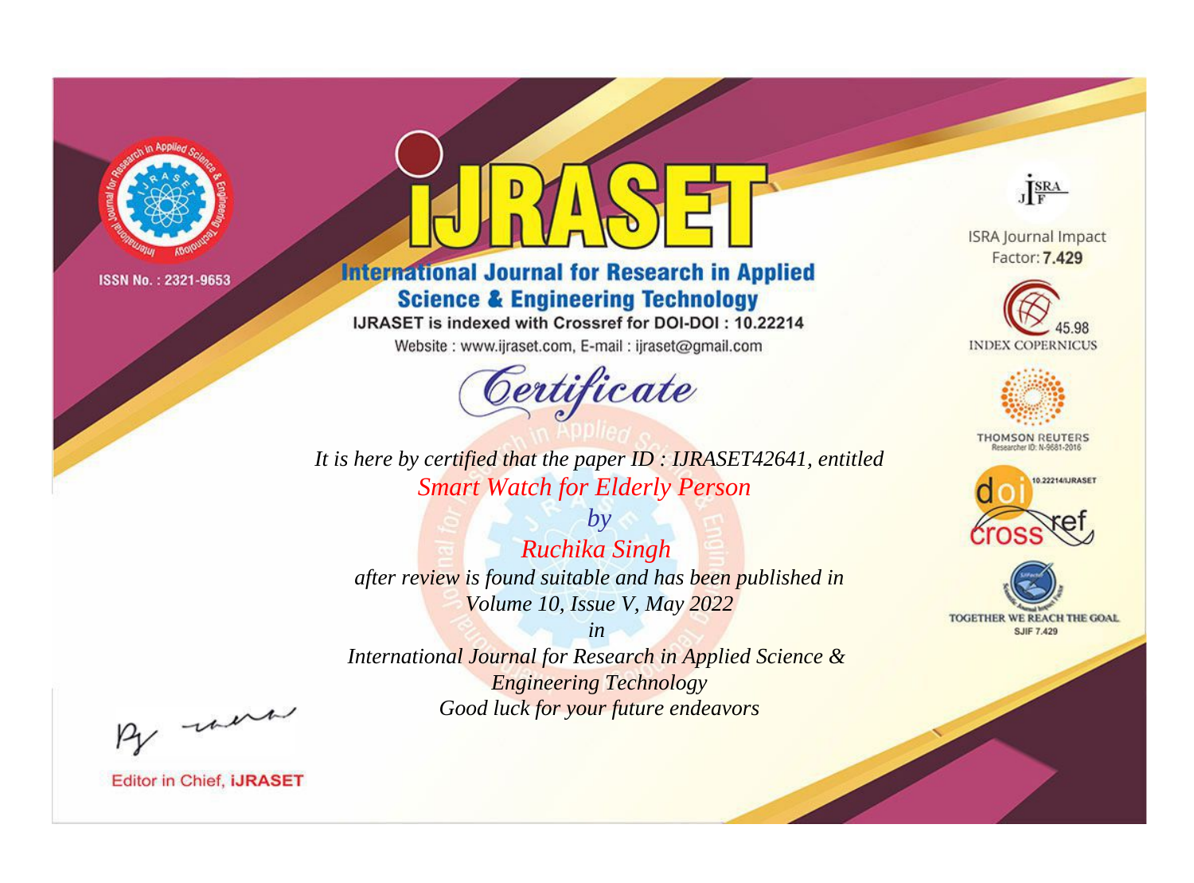ISSN No. : 2321-9653

# IJRASET

## International Journal for Research in Applied Science & Engineering Technology

IJRASET is indexed with Crossref for DOI-DOI : 10.22214

Website : www.ijraset.com, E-mail : ijraset@gmail.com

ISRA Journal Impact Factor: **7.429**

45.98 INDEX COPERNICUS

THOMSON REUTERS Researcher ID: N-9681-2016

10.22214/IJRASET

TOGETHER WE REACH THE GOAL SJIF 7.429

# *Certificate*

*It is here by certified that the paper ID : IJRASET42641, entitled*

*Smart Watch for Elderly Person*

*by*

*Ruchika Singh*

*after review is found suitable and has been published in*

*Volume 10, Issue V, May 2022*

*in*

*International Journal for Research in Applied Science & Engineering Technology*

*Good luck for your future endeavors*

Editor in Chief, **iJRASET**